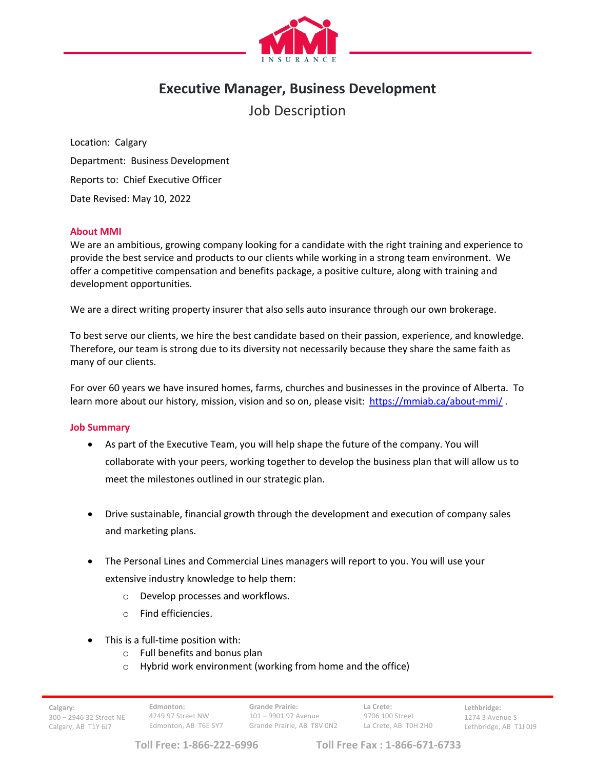# Executive Manager, Business Development

## Job Description

Location: Calgary

Department: Business Development

Reports to: Chief Executive Officer

Date Revised: May 10, 2022

### About MMI

We are an ambitious, growing company looking for a candidate with the right training and experience to provide the best service and products to our clients while working in a strong team environment. We offer a competitive compensation and benefits package, a positive culture, along with training and development opportunities.

We are a direct writing property insurer that also sells auto insurance through our own brokerage.

To best serve our clients, we hire the best candidate based on their passion, experience, and knowledge. Therefore, our team is strong due to its diversity not necessarily because they share the same faith as many of our clients.

For over 60 years we have insured homes, farms, churches and businesses in the province of Alberta. To learn more about our history, mission, vision and so on, please visit: [https://mmiab.ca/about-mmi/](https://mmiab.ca/about-mmi/) .

### Job Summary

- As part of the Executive Team, you will help shape the future of the company. You will collaborate with your peers, working together to develop the business plan that will allow us to meet the milestones outlined in our strategic plan.
- Drive sustainable, financial growth through the development and execution of company sales and marketing plans.
- The Personal Lines and Commercial Lines managers will report to you. You will use your extensive industry knowledge to help them:
  - Develop processes and workflows.
  - Find efficiencies.
- This is a full-time position with:
  - Full benefits and bonus plan
  - Hybrid work environment (working from home and the office)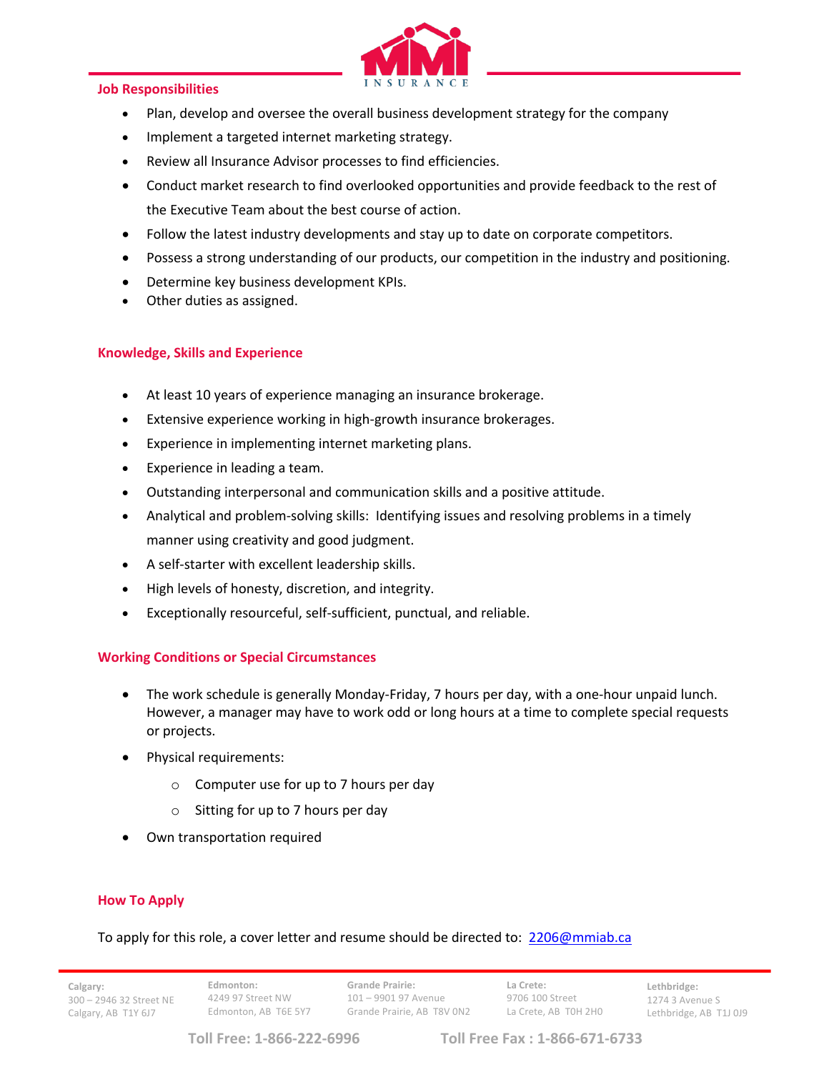## Job Responsibilities

- Plan, develop and oversee the overall business development strategy for the company
- Implement a targeted internet marketing strategy.
- Review all Insurance Advisor processes to find efficiencies.
- Conduct market research to find overlooked opportunities and provide feedback to the rest of the Executive Team about the best course of action.
- Follow the latest industry developments and stay up to date on corporate competitors.
- Possess a strong understanding of our products, our competition in the industry and positioning.
- Determine key business development KPIs.
- Other duties as assigned.

## Knowledge, Skills and Experience

- At least 10 years of experience managing an insurance brokerage.
- Extensive experience working in high-growth insurance brokerages.
- Experience in implementing internet marketing plans.
- Experience in leading a team.
- Outstanding interpersonal and communication skills and a positive attitude.
- Analytical and problem-solving skills: Identifying issues and resolving problems in a timely manner using creativity and good judgment.
- A self-starter with excellent leadership skills.
- High levels of honesty, discretion, and integrity.
- Exceptionally resourceful, self-sufficient, punctual, and reliable.

## Working Conditions or Special Circumstances

- The work schedule is generally Monday-Friday, 7 hours per day, with a one-hour unpaid lunch. However, a manager may have to work odd or long hours at a time to complete special requests or projects.
- Physical requirements:
  - Computer use for up to 7 hours per day
  - Sitting for up to 7 hours per day
- Own transportation required

## How To Apply

To apply for this role, a cover letter and resume should be directed to: 2206@mmiab.ca

**Calgary:**
300 – 2946 32 Street NE
Calgary, AB T1Y 6J7

**Edmonton:**
4249 97 Street NW
Edmonton, AB T6E 5Y7

**Grande Prairie:**
101 – 9901 97 Avenue
Grande Prairie, AB T8V 0N2

**La Crete:**
9706 100 Street
La Crete, AB T0H 2H0

**Lethbridge:**
1274 3 Avenue S
Lethbridge, AB T1J 0J9

**Toll Free: 1-866-222-6996** **Toll Free Fax : 1-866-671-6733**